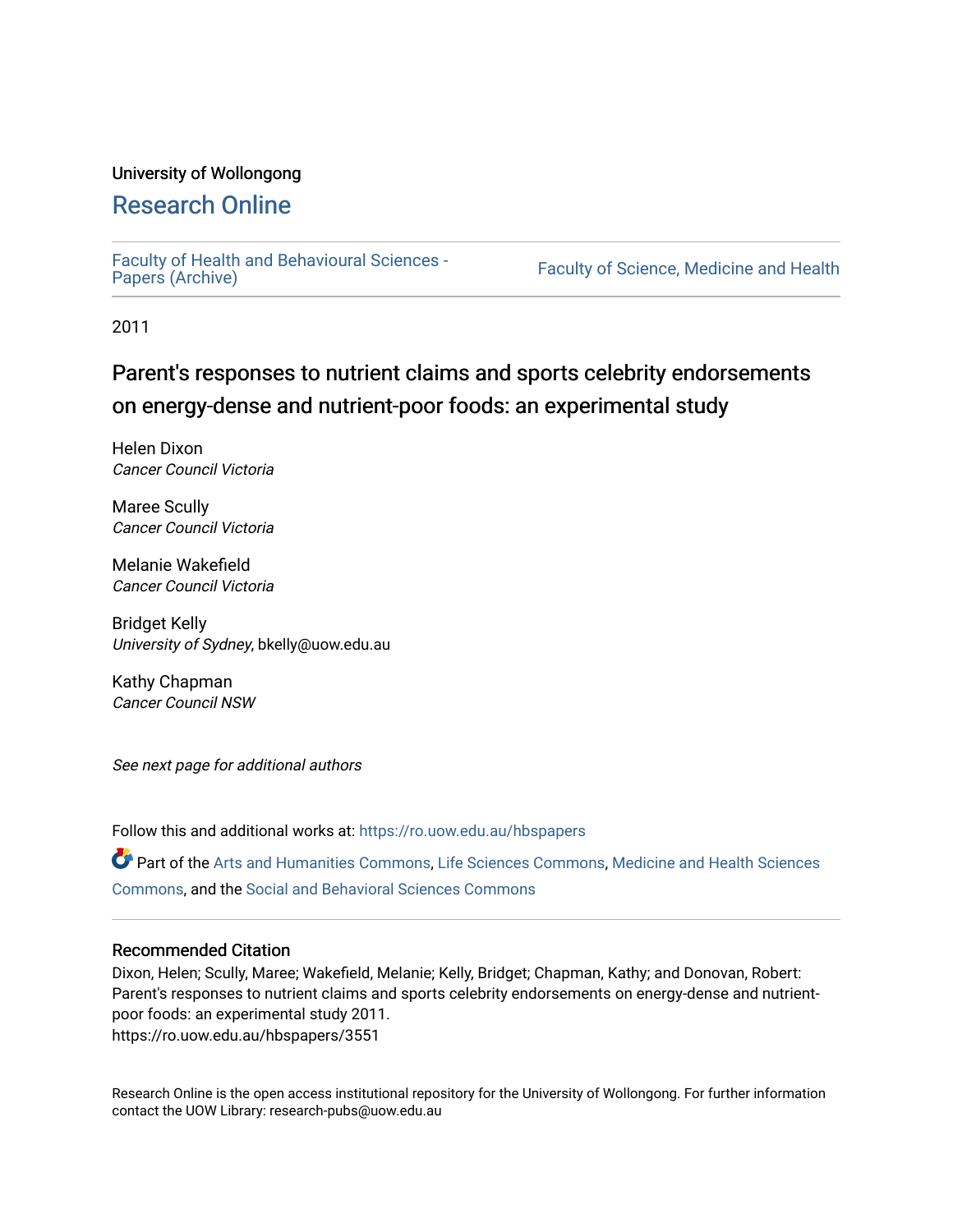University of Wollongong

# Research Online

Faculty of Health and Behavioural Sciences - Papers (Archive)

Faculty of Science, Medicine and Health

2011

## Parent's responses to nutrient claims and sports celebrity endorsements on energy-dense and nutrient-poor foods: an experimental study

Helen Dixon
*Cancer Council Victoria*

Maree Scully
*Cancer Council Victoria*

Melanie Wakefield
*Cancer Council Victoria*

Bridget Kelly
*University of Sydney*, bkelly@uow.edu.au

Kathy Chapman
*Cancer Council NSW*

*See next page for additional authors*

Follow this and additional works at: https://ro.uow.edu.au/hbspapers

Part of the Arts and Humanities Commons, Life Sciences Commons, Medicine and Health Sciences Commons, and the Social and Behavioral Sciences Commons

### Recommended Citation

Dixon, Helen; Scully, Maree; Wakefield, Melanie; Kelly, Bridget; Chapman, Kathy; and Donovan, Robert: Parent's responses to nutrient claims and sports celebrity endorsements on energy-dense and nutrient-poor foods: an experimental study 2011.
https://ro.uow.edu.au/hbspapers/3551

Research Online is the open access institutional repository for the University of Wollongong. For further information contact the UOW Library: research-pubs@uow.edu.au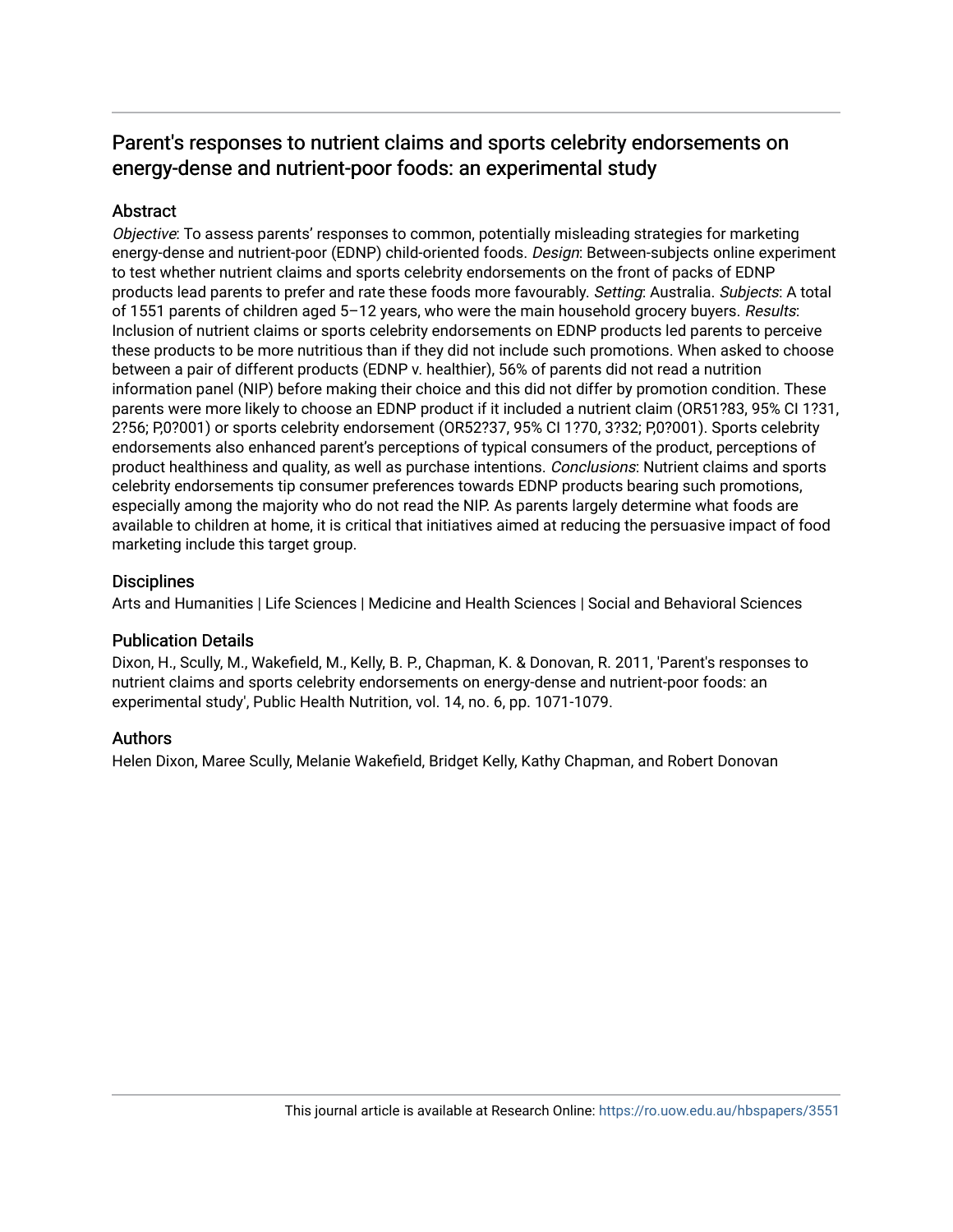## Parent's responses to nutrient claims and sports celebrity endorsements on energy-dense and nutrient-poor foods: an experimental study

### Abstract

*Objective*: To assess parents' responses to common, potentially misleading strategies for marketing energy-dense and nutrient-poor (EDNP) child-oriented foods. *Design*: Between-subjects online experiment to test whether nutrient claims and sports celebrity endorsements on the front of packs of EDNP products lead parents to prefer and rate these foods more favourably. *Setting*: Australia. *Subjects*: A total of 1551 parents of children aged 5–12 years, who were the main household grocery buyers. *Results*: Inclusion of nutrient claims or sports celebrity endorsements on EDNP products led parents to perceive these products to be more nutritious than if they did not include such promotions. When asked to choose between a pair of different products (EDNP v. healthier), 56% of parents did not read a nutrition information panel (NIP) before making their choice and this did not differ by promotion condition. These parents were more likely to choose an EDNP product if it included a nutrient claim (OR51?83, 95% CI 1?31, 2?56; P,0?001) or sports celebrity endorsement (OR52?37, 95% CI 1?70, 3?32; P,0?001). Sports celebrity endorsements also enhanced parent's perceptions of typical consumers of the product, perceptions of product healthiness and quality, as well as purchase intentions. *Conclusions*: Nutrient claims and sports celebrity endorsements tip consumer preferences towards EDNP products bearing such promotions, especially among the majority who do not read the NIP. As parents largely determine what foods are available to children at home, it is critical that initiatives aimed at reducing the persuasive impact of food marketing include this target group.

### Disciplines

Arts and Humanities | Life Sciences | Medicine and Health Sciences | Social and Behavioral Sciences

### Publication Details

Dixon, H., Scully, M., Wakefield, M., Kelly, B. P., Chapman, K. & Donovan, R. 2011, 'Parent's responses to nutrient claims and sports celebrity endorsements on energy-dense and nutrient-poor foods: an experimental study', Public Health Nutrition, vol. 14, no. 6, pp. 1071-1079.

### Authors

Helen Dixon, Maree Scully, Melanie Wakefield, Bridget Kelly, Kathy Chapman, and Robert Donovan

This journal article is available at Research Online: https://ro.uow.edu.au/hbspapers/3551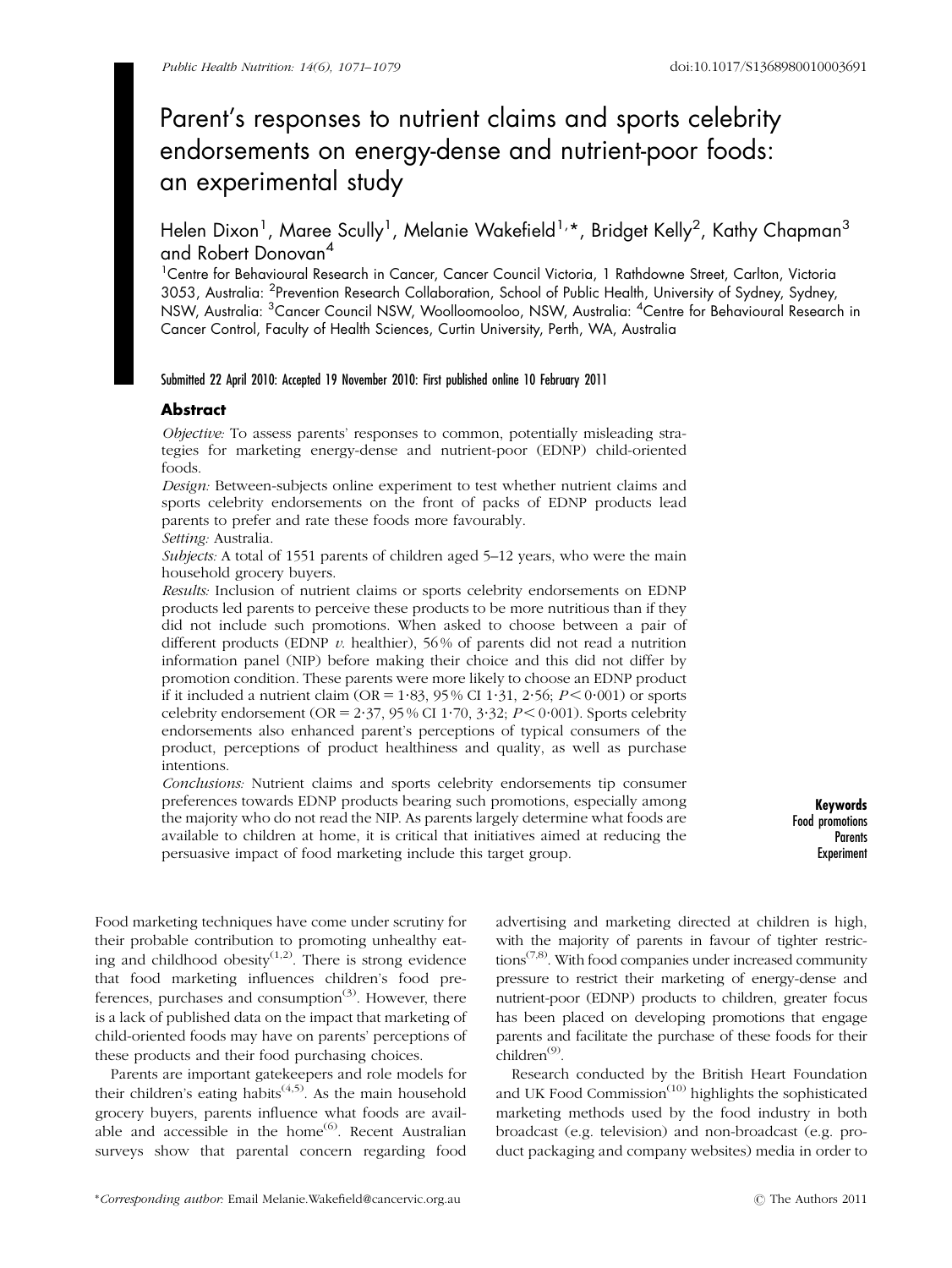# Parent's responses to nutrient claims and sports celebrity endorsements on energy-dense and nutrient-poor foods: an experimental study

Helen Dixon[1], Maree Scully[1], Melanie Wakefield[1,*], Bridget Kelly[2], Kathy Chapman[3] and Robert Donovan[4]

[1]Centre for Behavioural Research in Cancer, Cancer Council Victoria, 1 Rathdowne Street, Carlton, Victoria 3053, Australia: [2]Prevention Research Collaboration, School of Public Health, University of Sydney, Sydney, NSW, Australia: [3]Cancer Council NSW, Woolloomooloo, NSW, Australia: [4]Centre for Behavioural Research in Cancer Control, Faculty of Health Sciences, Curtin University, Perth, WA, Australia

Submitted 22 April 2010: Accepted 19 November 2010: First published online 10 February 2011

## Abstract

*Objective:* To assess parents' responses to common, potentially misleading strategies for marketing energy-dense and nutrient-poor (EDNP) child-oriented foods.

*Design:* Between-subjects online experiment to test whether nutrient claims and sports celebrity endorsements on the front of packs of EDNP products lead parents to prefer and rate these foods more favourably.

*Setting:* Australia.

*Subjects:* A total of 1551 parents of children aged 5–12 years, who were the main household grocery buyers.

*Results:* Inclusion of nutrient claims or sports celebrity endorsements on EDNP products led parents to perceive these products to be more nutritious than if they did not include such promotions. When asked to choose between a pair of different products (EDNP *v.* healthier), 56 % of parents did not read a nutrition information panel (NIP) before making their choice and this did not differ by promotion condition. These parents were more likely to choose an EDNP product if it included a nutrient claim (OR = 1·83, 95 % CI 1·31, 2·56; $P < 0·001$) or sports celebrity endorsement (OR = 2·37, 95 % CI 1·70, 3·32; $P < 0·001$). Sports celebrity endorsements also enhanced parent's perceptions of typical consumers of the product, perceptions of product healthiness and quality, as well as purchase intentions.

*Conclusions:* Nutrient claims and sports celebrity endorsements tip consumer preferences towards EDNP products bearing such promotions, especially among the majority who do not read the NIP. As parents largely determine what foods are available to children at home, it is critical that initiatives aimed at reducing the persuasive impact of food marketing include this target group.

**Keywords**
Food promotions
Parents
Experiment

Food marketing techniques have come under scrutiny for their probable contribution to promoting unhealthy eating and childhood obesity[1,2]. There is strong evidence that food marketing influences children's food preferences, purchases and consumption[3]. However, there is a lack of published data on the impact that marketing of child-oriented foods may have on parents' perceptions of these products and their food purchasing choices.

Parents are important gatekeepers and role models for their children's eating habits[4,5]. As the main household grocery buyers, parents influence what foods are available and accessible in the home[6]. Recent Australian surveys show that parental concern regarding food advertising and marketing directed at children is high, with the majority of parents in favour of tighter restrictions[7,8]. With food companies under increased community pressure to restrict their marketing of energy-dense and nutrient-poor (EDNP) products to children, greater focus has been placed on developing promotions that engage parents and facilitate the purchase of these foods for their children[9].

Research conducted by the British Heart Foundation and UK Food Commission[10] highlights the sophisticated marketing methods used by the food industry in both broadcast (e.g. television) and non-broadcast (e.g. product packaging and company websites) media in order to

*Corresponding author: Email Melanie.Wakefield@cancervic.org.au

© The Authors 2011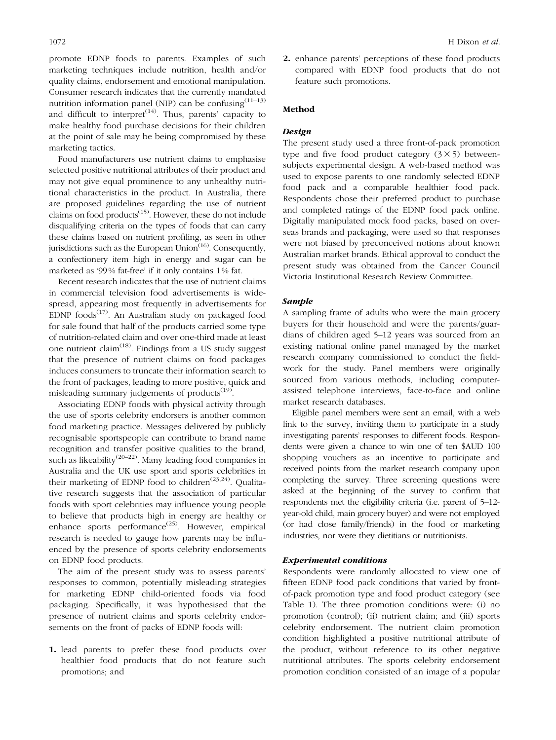promote EDNP foods to parents. Examples of such marketing techniques include nutrition, health and/or quality claims, endorsement and emotional manipulation. Consumer research indicates that the currently mandated nutrition information panel (NIP) can be confusing[11–13] and difficult to interpret[14]. Thus, parents' capacity to make healthy food purchase decisions for their children at the point of sale may be being compromised by these marketing tactics.

Food manufacturers use nutrient claims to emphasise selected positive nutritional attributes of their product and may not give equal prominence to any unhealthy nutritional characteristics in the product. In Australia, there are proposed guidelines regarding the use of nutrient claims on food products[15]. However, these do not include disqualifying criteria on the types of foods that can carry these claims based on nutrient profiling, as seen in other jurisdictions such as the European Union[16]. Consequently, a confectionery item high in energy and sugar can be marketed as '99 % fat-free' if it only contains 1 % fat.

Recent research indicates that the use of nutrient claims in commercial television food advertisements is widespread, appearing most frequently in advertisements for EDNP foods[17]. An Australian study on packaged food for sale found that half of the products carried some type of nutrition-related claim and over one-third made at least one nutrient claim[18]. Findings from a US study suggest that the presence of nutrient claims on food packages induces consumers to truncate their information search to the front of packages, leading to more positive, quick and misleading summary judgements of products[19].

Associating EDNP foods with physical activity through the use of sports celebrity endorsers is another common food marketing practice. Messages delivered by publicly recognisable sportspeople can contribute to brand name recognition and transfer positive qualities to the brand, such as likeability[20–22]. Many leading food companies in Australia and the UK use sport and sports celebrities in their marketing of EDNP food to children[23,24]. Qualitative research suggests that the association of particular foods with sport celebrities may influence young people to believe that products high in energy are healthy or enhance sports performance[25]. However, empirical research is needed to gauge how parents may be influenced by the presence of sports celebrity endorsements on EDNP food products.

The aim of the present study was to assess parents' responses to common, potentially misleading strategies for marketing EDNP child-oriented foods via food packaging. Specifically, it was hypothesised that the presence of nutrient claims and sports celebrity endorsements on the front of packs of EDNP foods will:

1. lead parents to prefer these food products over healthier food products that do not feature such promotions; and
2. enhance parents' perceptions of these food products compared with EDNP food products that do not feature such promotions.

## Method

### Design

The present study used a three front-of-pack promotion type and five food product category ($3 \times 5$) between-subjects experimental design. A web-based method was used to expose parents to one randomly selected EDNP food pack and a comparable healthier food pack. Respondents chose their preferred product to purchase and completed ratings of the EDNP food pack online. Digitally manipulated mock food packs, based on overseas brands and packaging, were used so that responses were not biased by preconceived notions about known Australian market brands. Ethical approval to conduct the present study was obtained from the Cancer Council Victoria Institutional Research Review Committee.

### Sample

A sampling frame of adults who were the main grocery buyers for their household and were the parents/guardians of children aged 5–12 years was sourced from an existing national online panel managed by the market research company commissioned to conduct the fieldwork for the study. Panel members were originally sourced from various methods, including computer-assisted telephone interviews, face-to-face and online market research databases.

Eligible panel members were sent an email, with a web link to the survey, inviting them to participate in a study investigating parents' responses to different foods. Respondents were given a chance to win one of ten $AUD 100 shopping vouchers as an incentive to participate and received points from the market research company upon completing the survey. Three screening questions were asked at the beginning of the survey to confirm that respondents met the eligibility criteria (i.e. parent of 5–12-year-old child, main grocery buyer) and were not employed (or had close family/friends) in the food or marketing industries, nor were they dietitians or nutritionists.

### Experimental conditions

Respondents were randomly allocated to view one of fifteen EDNP food pack conditions that varied by front-of-pack promotion type and food product category (see Table 1). The three promotion conditions were: (i) no promotion (control); (ii) nutrient claim; and (iii) sports celebrity endorsement. The nutrient claim promotion condition highlighted a positive nutritional attribute of the product, without reference to its other negative nutritional attributes. The sports celebrity endorsement promotion condition consisted of an image of a popular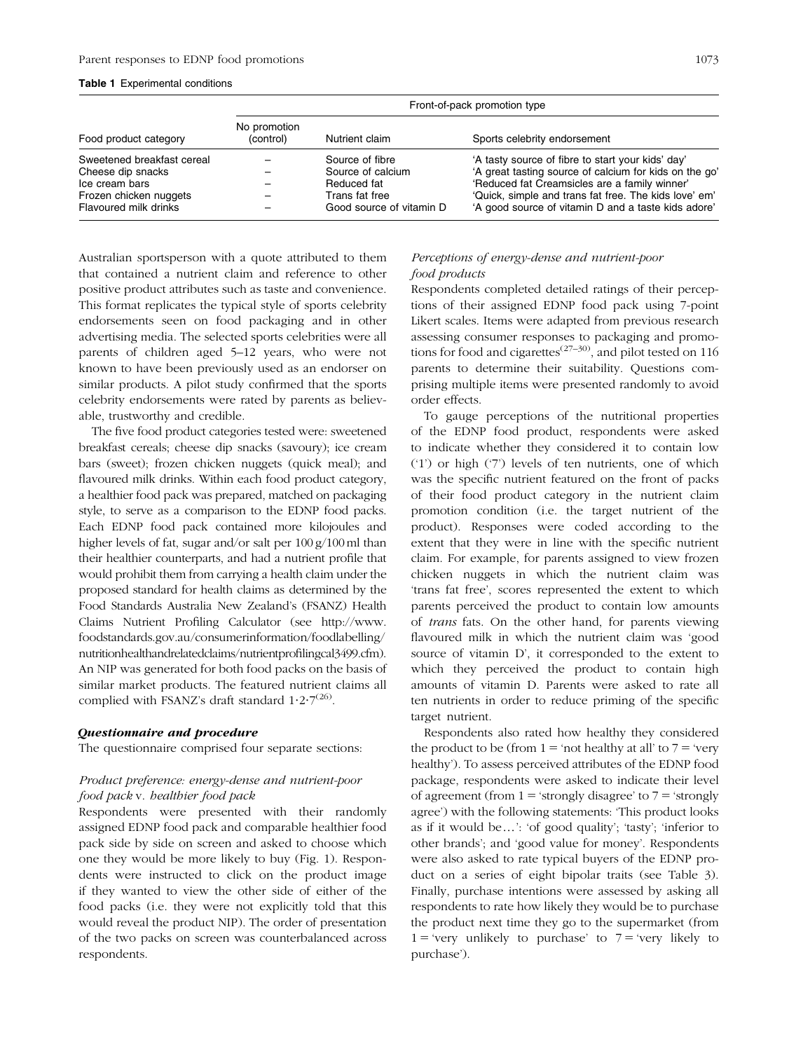**Table 1** Experimental conditions

| Food product category | Front-of-pack promotion type | | |
|---|---|---|---|
| | No promotion (control) | Nutrient claim | Sports celebrity endorsement |
| Sweetened breakfast cereal | – | Source of fibre | 'A tasty source of fibre to start your kids' day' |
| Cheese dip snacks | – | Source of calcium | 'A great tasting source of calcium for kids on the go' |
| Ice cream bars | – | Reduced fat | 'Reduced fat Creamsicles are a family winner' |
| Frozen chicken nuggets | – | Trans fat free | 'Quick, simple and trans fat free. The kids love' em' |
| Flavoured milk drinks | – | Good source of vitamin D | 'A good source of vitamin D and a taste kids adore' |

Australian sportsperson with a quote attributed to them that contained a nutrient claim and reference to other positive product attributes such as taste and convenience. This format replicates the typical style of sports celebrity endorsements seen on food packaging and in other advertising media. The selected sports celebrities were all parents of children aged 5–12 years, who were not known to have been previously used as an endorser on similar products. A pilot study confirmed that the sports celebrity endorsements were rated by parents as believable, trustworthy and credible.

The five food product categories tested were: sweetened breakfast cereals; cheese dip snacks (savoury); ice cream bars (sweet); frozen chicken nuggets (quick meal); and flavoured milk drinks. Within each food product category, a healthier food pack was prepared, matched on packaging style, to serve as a comparison to the EDNP food packs. Each EDNP food pack contained more kilojoules and higher levels of fat, sugar and/or salt per 100 g/100 ml than their healthier counterparts, and had a nutrient profile that would prohibit them from carrying a health claim under the proposed standard for health claims as determined by the Food Standards Australia New Zealand's (FSANZ) Health Claims Nutrient Profiling Calculator (see http://www.foodstandards.gov.au/consumerinformation/foodlabelling/nutritionhealthandrelatedclaims/nutrientprofilingcal3499.cfm). An NIP was generated for both food packs on the basis of similar market products. The featured nutrient claims all complied with FSANZ's draft standard 1·2·7[26].

### Questionnaire and procedure

The questionnaire comprised four separate sections:

#### *Product preference: energy-dense and nutrient-poor food pack* v. *healthier food pack*

Respondents were presented with their randomly assigned EDNP food pack and comparable healthier food pack side by side on screen and asked to choose which one they would be more likely to buy (Fig. 1). Respondents were instructed to click on the product image if they wanted to view the other side of either of the food packs (i.e. they were not explicitly told that this would reveal the product NIP). The order of presentation of the two packs on screen was counterbalanced across respondents.

#### *Perceptions of energy-dense and nutrient-poor food products*

Respondents completed detailed ratings of their perceptions of their assigned EDNP food pack using 7-point Likert scales. Items were adapted from previous research assessing consumer responses to packaging and promotions for food and cigarettes[27–30], and pilot tested on 116 parents to determine their suitability. Questions comprising multiple items were presented randomly to avoid order effects.

To gauge perceptions of the nutritional properties of the EDNP food product, respondents were asked to indicate whether they considered it to contain low ('1') or high ('7') levels of ten nutrients, one of which was the specific nutrient featured on the front of packs of their food product category in the nutrient claim promotion condition (i.e. the target nutrient of the product). Responses were coded according to the extent that they were in line with the specific nutrient claim. For example, for parents assigned to view frozen chicken nuggets in which the nutrient claim was 'trans fat free', scores represented the extent to which parents perceived the product to contain low amounts of *trans* fats. On the other hand, for parents viewing flavoured milk in which the nutrient claim was 'good source of vitamin D', it corresponded to the extent to which they perceived the product to contain high amounts of vitamin D. Parents were asked to rate all ten nutrients in order to reduce priming of the specific target nutrient.

Respondents also rated how healthy they considered the product to be (from 1 = 'not healthy at all' to 7 = 'very healthy'). To assess perceived attributes of the EDNP food package, respondents were asked to indicate their level of agreement (from 1 = 'strongly disagree' to 7 = 'strongly agree') with the following statements: 'This product looks as if it would be…': 'of good quality'; 'tasty'; 'inferior to other brands'; and 'good value for money'. Respondents were also asked to rate typical buyers of the EDNP product on a series of eight bipolar traits (see Table 3). Finally, purchase intentions were assessed by asking all respondents to rate how likely they would be to purchase the product next time they go to the supermarket (from 1 = 'very unlikely to purchase' to 7 = 'very likely to purchase').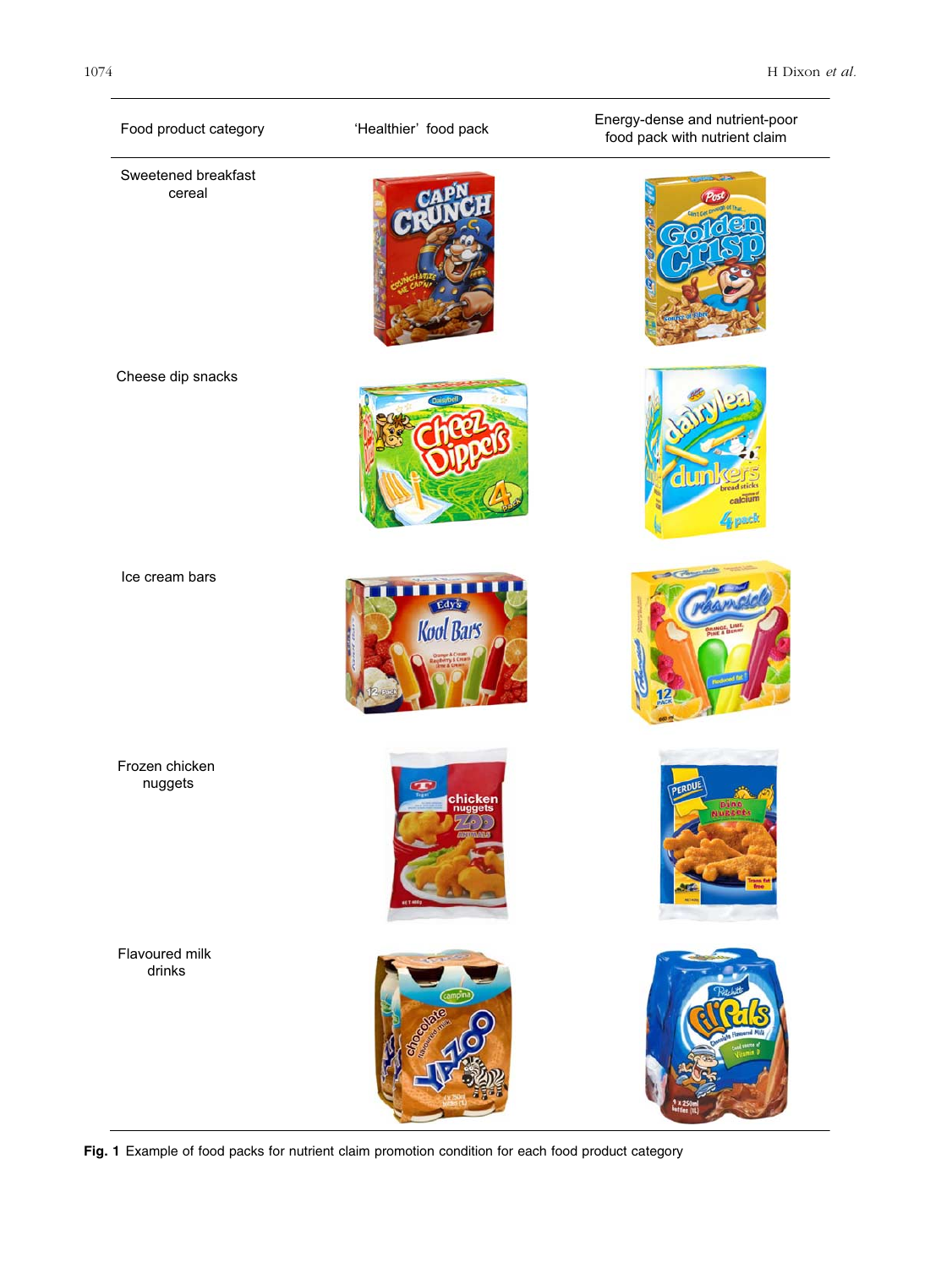| Food product category | 'Healthier' food pack | Energy-dense and nutrient-poor food pack with nutrient claim |
|---|---|---|
| Sweetened breakfast cereal | | |
| Cheese dip snacks | | |
| Ice cream bars | | |
| Frozen chicken nuggets | | |
| Flavoured milk drinks | | |

**Fig. 1** Example of food packs for nutrient claim promotion condition for each food product category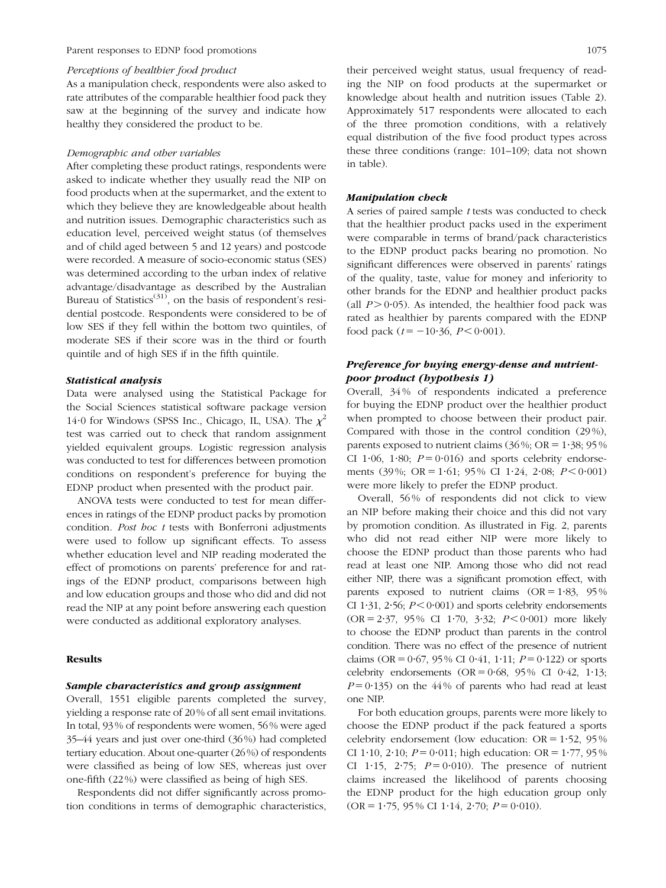### Perceptions of healthier food product

As a manipulation check, respondents were also asked to rate attributes of the comparable healthier food pack they saw at the beginning of the survey and indicate how healthy they considered the product to be.

### Demographic and other variables

After completing these product ratings, respondents were asked to indicate whether they usually read the NIP on food products when at the supermarket, and the extent to which they believe they are knowledgeable about health and nutrition issues. Demographic characteristics such as education level, perceived weight status (of themselves and of child aged between 5 and 12 years) and postcode were recorded. A measure of socio-economic status (SES) was determined according to the urban index of relative advantage/disadvantage as described by the Australian Bureau of Statistics[31], on the basis of respondent's residential postcode. Respondents were considered to be of low SES if they fell within the bottom two quintiles, of moderate SES if their score was in the third or fourth quintile and of high SES if in the fifth quintile.

### Statistical analysis

Data were analysed using the Statistical Package for the Social Sciences statistical software package version 14·0 for Windows (SPSS Inc., Chicago, IL, USA). The $\chi^2$ test was carried out to check that random assignment yielded equivalent groups. Logistic regression analysis was conducted to test for differences between promotion conditions on respondent's preference for buying the EDNP product when presented with the product pair.

ANOVA tests were conducted to test for mean differences in ratings of the EDNP product packs by promotion condition. *Post hoc t* tests with Bonferroni adjustments were used to follow up significant effects. To assess whether education level and NIP reading moderated the effect of promotions on parents' preference for and ratings of the EDNP product, comparisons between high and low education groups and those who did and did not read the NIP at any point before answering each question were conducted as additional exploratory analyses.

## Results

### Sample characteristics and group assignment

Overall, 1551 eligible parents completed the survey, yielding a response rate of 20 % of all sent email invitations. In total, 93 % of respondents were women, 56 % were aged 35–44 years and just over one-third (36 %) had completed tertiary education. About one-quarter (26 %) of respondents were classified as being of low SES, whereas just over one-fifth (22 %) were classified as being of high SES.

Respondents did not differ significantly across promotion conditions in terms of demographic characteristics, their perceived weight status, usual frequency of reading the NIP on food products at the supermarket or knowledge about health and nutrition issues (Table 2). Approximately 517 respondents were allocated to each of the three promotion conditions, with a relatively equal distribution of the five food product types across these three conditions (range: 101–109; data not shown in table).

### Manipulation check

A series of paired sample *t* tests was conducted to check that the healthier product packs used in the experiment were comparable in terms of brand/pack characteristics to the EDNP product packs bearing no promotion. No significant differences were observed in parents' ratings of the quality, taste, value for money and inferiority to other brands for the EDNP and healthier product packs (all $P > 0·05$). As intended, the healthier food pack was rated as healthier by parents compared with the EDNP food pack ($t = -10·36$, $P < 0·001$).

### Preference for buying energy-dense and nutrient-poor product (hypothesis 1)

Overall, 34 % of respondents indicated a preference for buying the EDNP product over the healthier product when prompted to choose between their product pair. Compared with those in the control condition (29 %), parents exposed to nutrient claims (36 %; OR = 1·38; 95 % CI 1·06, 1·80; $P = 0·016$) and sports celebrity endorsements (39 %; OR = 1·61; 95 % CI 1·24, 2·08; $P < 0·001$) were more likely to prefer the EDNP product.

Overall, 56 % of respondents did not click to view an NIP before making their choice and this did not vary by promotion condition. As illustrated in Fig. 2, parents who did not read either NIP were more likely to choose the EDNP product than those parents who had read at least one NIP. Among those who did not read either NIP, there was a significant promotion effect, with parents exposed to nutrient claims (OR = 1·83, 95 % CI 1·31, 2·56; $P < 0·001$) and sports celebrity endorsements (OR = 2·37, 95 % CI 1·70, 3·32; $P < 0·001$) more likely to choose the EDNP product than parents in the control condition. There was no effect of the presence of nutrient claims (OR = 0·67, 95 % CI 0·41, 1·11; $P = 0·122$) or sports celebrity endorsements (OR = 0·68, 95 % CI 0·42, 1·13; $P = 0·135$) on the 44 % of parents who had read at least one NIP.

For both education groups, parents were more likely to choose the EDNP product if the pack featured a sports celebrity endorsement (low education: OR = 1·52, 95 % CI 1·10, 2·10; $P = 0·011$; high education: OR = 1·77, 95 % CI 1·15, 2·75; $P = 0·010$). The presence of nutrient claims increased the likelihood of parents choosing the EDNP product for the high education group only (OR = 1·75, 95 % CI 1·14, 2·70; $P = 0·010$).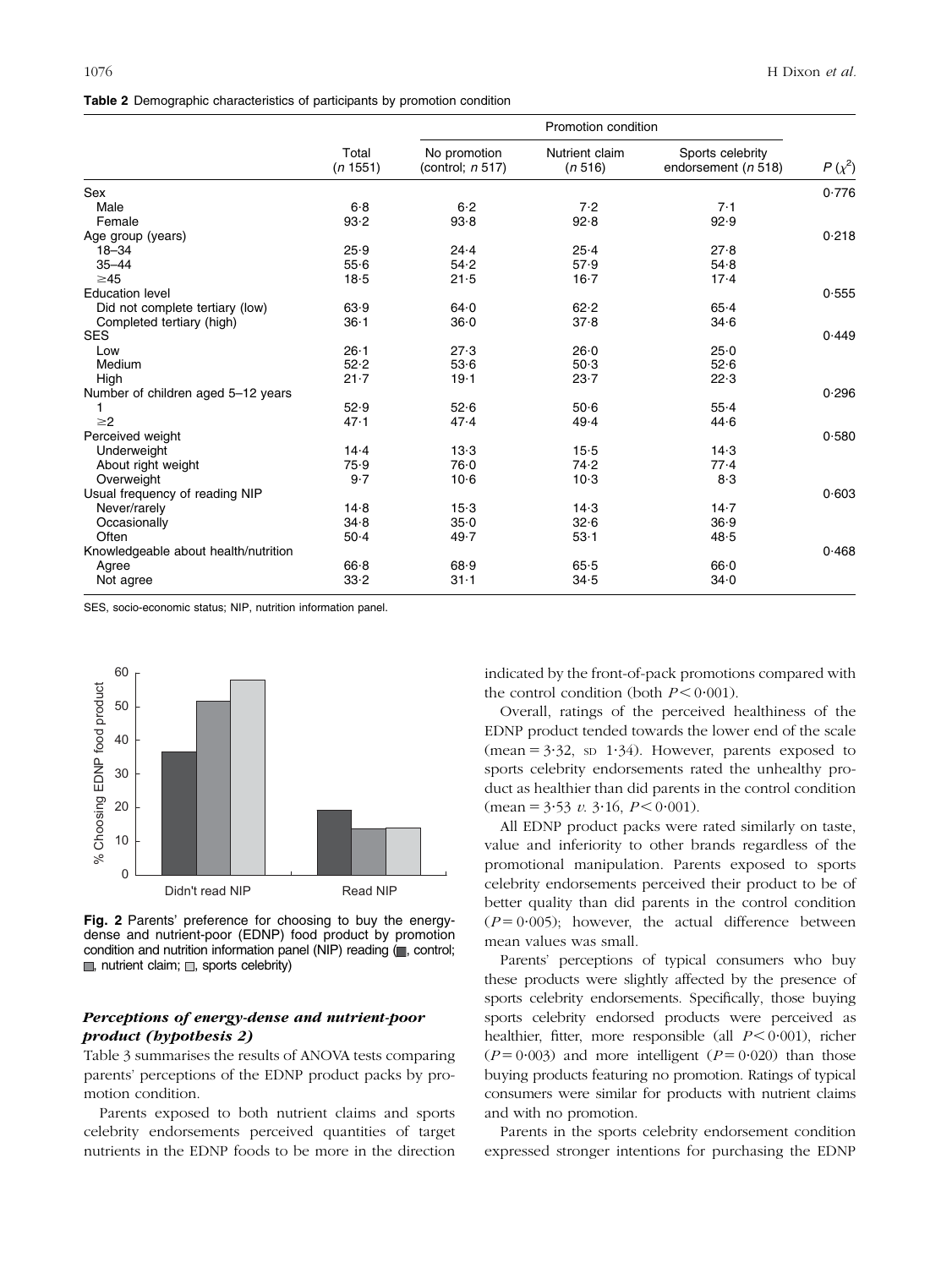**Table 2** Demographic characteristics of participants by promotion condition

| | Total (*n* 1551) | Promotion condition | | | $P$ ($\chi^2$) |
|---|---|---|---|---|---|
| | | No promotion (control; *n* 517) | Nutrient claim (*n* 516) | Sports celebrity endorsement (*n* 518) | |
| Sex | | | | | 0·776 |
| Male | 6·8 | 6·2 | 7·2 | 7·1 | |
| Female | 93·2 | 93·8 | 92·8 | 92·9 | |
| Age group (years) | | | | | 0·218 |
| 18–34 | 25·9 | 24·4 | 25·4 | 27·8 | |
| 35–44 | 55·6 | 54·2 | 57·9 | 54·8 | |
| ≥45 | 18·5 | 21·5 | 16·7 | 17·4 | |
| Education level | | | | | 0·555 |
| Did not complete tertiary (low) | 63·9 | 64·0 | 62·2 | 65·4 | |
| Completed tertiary (high) | 36·1 | 36·0 | 37·8 | 34·6 | |
| SES | | | | | 0·449 |
| Low | 26·1 | 27·3 | 26·0 | 25·0 | |
| Medium | 52·2 | 53·6 | 50·3 | 52·6 | |
| High | 21·7 | 19·1 | 23·7 | 22·3 | |
| Number of children aged 5–12 years | | | | | 0·296 |
| 1 | 52·9 | 52·6 | 50·6 | 55·4 | |
| ≥2 | 47·1 | 47·4 | 49·4 | 44·6 | |
| Perceived weight | | | | | 0·580 |
| Underweight | 14·4 | 13·3 | 15·5 | 14·3 | |
| About right weight | 75·9 | 76·0 | 74·2 | 77·4 | |
| Overweight | 9·7 | 10·6 | 10·3 | 8·3 | |
| Usual frequency of reading NIP | | | | | 0·603 |
| Never/rarely | 14·8 | 15·3 | 14·3 | 14·7 | |
| Occasionally | 34·8 | 35·0 | 32·6 | 36·9 | |
| Often | 50·4 | 49·7 | 53·1 | 48·5 | |
| Knowledgeable about health/nutrition | | | | | 0·468 |
| Agree | 66·8 | 68·9 | 65·5 | 66·0 | |
| Not agree | 33·2 | 31·1 | 34·5 | 34·0 | |

SES, socio-economic status; NIP, nutrition information panel.

% Choosing EDNP food product

60
50
40
30
20
10
0

Didn't read NIP
Read NIP

**Fig. 2** Parents' preference for choosing to buy the energy-dense and nutrient-poor (EDNP) food product by promotion condition and nutrition information panel (NIP) reading (■, control; ■, nutrient claim; □, sports celebrity)

### *Perceptions of energy-dense and nutrient-poor product (hypothesis 2)*

Table 3 summarises the results of ANOVA tests comparing parents' perceptions of the EDNP product packs by promotion condition.

Parents exposed to both nutrient claims and sports celebrity endorsements perceived quantities of target nutrients in the EDNP foods to be more in the direction indicated by the front-of-pack promotions compared with the control condition (both $P < 0{\cdot}001$).

Overall, ratings of the perceived healthiness of the EDNP product tended towards the lower end of the scale (mean = 3·32, SD 1·34). However, parents exposed to sports celebrity endorsements rated the unhealthy product as healthier than did parents in the control condition (mean = 3·53 *v.* 3·16, $P < 0{\cdot}001$).

All EDNP product packs were rated similarly on taste, value and inferiority to other brands regardless of the promotional manipulation. Parents exposed to sports celebrity endorsements perceived their product to be of better quality than did parents in the control condition ($P = 0{\cdot}005$); however, the actual difference between mean values was small.

Parents' perceptions of typical consumers who buy these products were slightly affected by the presence of sports celebrity endorsements. Specifically, those buying sports celebrity endorsed products were perceived as healthier, fitter, more responsible (all $P < 0{\cdot}001$), richer ($P = 0{\cdot}003$) and more intelligent ($P = 0{\cdot}020$) than those buying products featuring no promotion. Ratings of typical consumers were similar for products with nutrient claims and with no promotion.

Parents in the sports celebrity endorsement condition expressed stronger intentions for purchasing the EDNP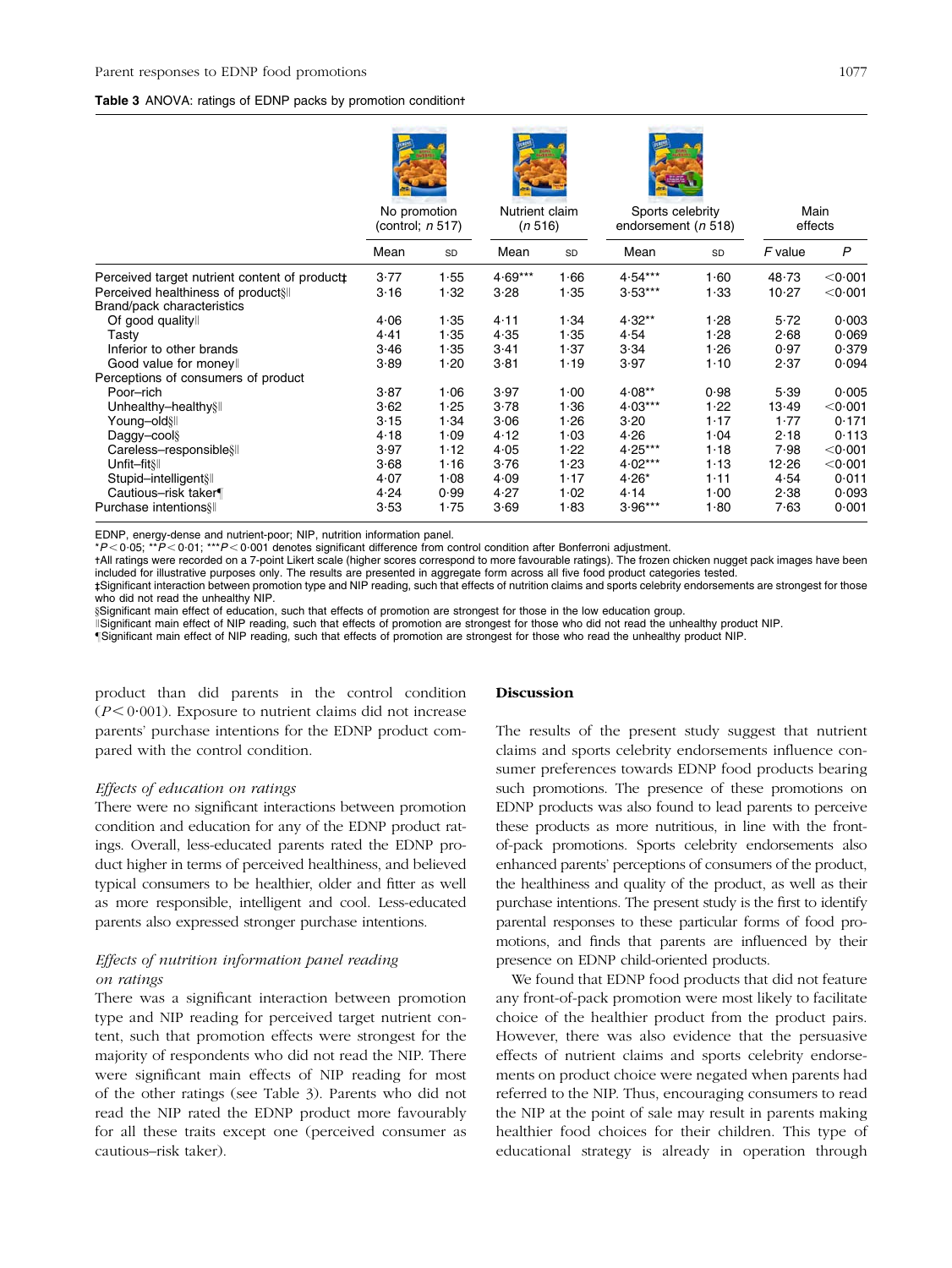**Table 3** ANOVA: ratings of EDNP packs by promotion condition†

| | No promotion (control; *n* 517) | | Nutrient claim (*n* 516) | | Sports celebrity endorsement (*n* 518) | | Main effects | |
|---|---|---|---|---|---|---|---|---|
| | Mean | SD | Mean | SD | Mean | SD | *F* value | *P* |
| Perceived target nutrient content of product‡ | 3·77 | 1·55 | 4·69*** | 1·66 | 4·54*** | 1·60 | 48·73 | <0·001 |
| Perceived healthiness of product§‖ | 3·16 | 1·32 | 3·28 | 1·35 | 3·53*** | 1·33 | 10·27 | <0·001 |
| Brand/pack characteristics | | | | | | | | |
| Of good quality‖ | 4·06 | 1·35 | 4·11 | 1·34 | 4·32** | 1·28 | 5·72 | 0·003 |
| Tasty | 4·41 | 1·35 | 4·35 | 1·35 | 4·54 | 1·28 | 2·68 | 0·069 |
| Inferior to other brands | 3·46 | 1·35 | 3·41 | 1·37 | 3·34 | 1·26 | 0·97 | 0·379 |
| Good value for money‖ | 3·89 | 1·20 | 3·81 | 1·19 | 3·97 | 1·10 | 2·37 | 0·094 |
| Perceptions of consumers of product | | | | | | | | |
| Poor–rich | 3·87 | 1·06 | 3·97 | 1·00 | 4·08** | 0·98 | 5·39 | 0·005 |
| Unhealthy–healthy§‖ | 3·62 | 1·25 | 3·78 | 1·36 | 4·03*** | 1·22 | 13·49 | <0·001 |
| Young–old§‖ | 3·15 | 1·34 | 3·06 | 1·26 | 3·20 | 1·17 | 1·77 | 0·171 |
| Daggy–cool§ | 4·18 | 1·09 | 4·12 | 1·03 | 4·26 | 1·04 | 2·18 | 0·113 |
| Careless–responsible§‖ | 3·97 | 1·12 | 4·05 | 1·22 | 4·25*** | 1·18 | 7·98 | <0·001 |
| Unfit–fit§‖ | 3·68 | 1·16 | 3·76 | 1·23 | 4·02*** | 1·13 | 12·26 | <0·001 |
| Stupid–intelligent§‖ | 4·07 | 1·08 | 4·09 | 1·17 | 4·26* | 1·11 | 4·54 | 0·011 |
| Cautious–risk taker¶ | 4·24 | 0·99 | 4·27 | 1·02 | 4·14 | 1·00 | 2·38 | 0·093 |
| Purchase intentions§‖ | 3·53 | 1·75 | 3·69 | 1·83 | 3·96*** | 1·80 | 7·63 | 0·001 |

EDNP, energy-dense and nutrient-poor; NIP, nutrition information panel.
*$P<0·05$; **$P<0·01$; ***$P<0·001$ denotes significant difference from control condition after Bonferroni adjustment.
†All ratings were recorded on a 7-point Likert scale (higher scores correspond to more favourable ratings). The frozen chicken nugget pack images have been included for illustrative purposes only. The results are presented in aggregate form across all five food product categories tested.
‡Significant interaction between promotion type and NIP reading, such that effects of nutrition claims and sports celebrity endorsements are strongest for those who did not read the unhealthy NIP.
§Significant main effect of education, such that effects of promotion are strongest for those in the low education group.
‖Significant main effect of NIP reading, such that effects of promotion are strongest for those who did not read the unhealthy product NIP.
¶Significant main effect of NIP reading, such that effects of promotion are strongest for those who read the unhealthy product NIP.

product than did parents in the control condition ($P<0·001$). Exposure to nutrient claims did not increase parents' purchase intentions for the EDNP product compared with the control condition.

### *Effects of education on ratings*

There were no significant interactions between promotion condition and education for any of the EDNP product ratings. Overall, less-educated parents rated the EDNP product higher in terms of perceived healthiness, and believed typical consumers to be healthier, older and fitter as well as more responsible, intelligent and cool. Less-educated parents also expressed stronger purchase intentions.

### *Effects of nutrition information panel reading on ratings*

There was a significant interaction between promotion type and NIP reading for perceived target nutrient content, such that promotion effects were strongest for the majority of respondents who did not read the NIP. There were significant main effects of NIP reading for most of the other ratings (see Table 3). Parents who did not read the NIP rated the EDNP product more favourably for all these traits except one (perceived consumer as cautious–risk taker).

## Discussion

The results of the present study suggest that nutrient claims and sports celebrity endorsements influence consumer preferences towards EDNP food products bearing such promotions. The presence of these promotions on EDNP products was also found to lead parents to perceive these products as more nutritious, in line with the front-of-pack promotions. Sports celebrity endorsements also enhanced parents' perceptions of consumers of the product, the healthiness and quality of the product, as well as their purchase intentions. The present study is the first to identify parental responses to these particular forms of food promotions, and finds that parents are influenced by their presence on EDNP child-oriented products.

We found that EDNP food products that did not feature any front-of-pack promotion were most likely to facilitate choice of the healthier product from the product pairs. However, there was also evidence that the persuasive effects of nutrient claims and sports celebrity endorsements on product choice were negated when parents had referred to the NIP. Thus, encouraging consumers to read the NIP at the point of sale may result in parents making healthier food choices for their children. This type of educational strategy is already in operation through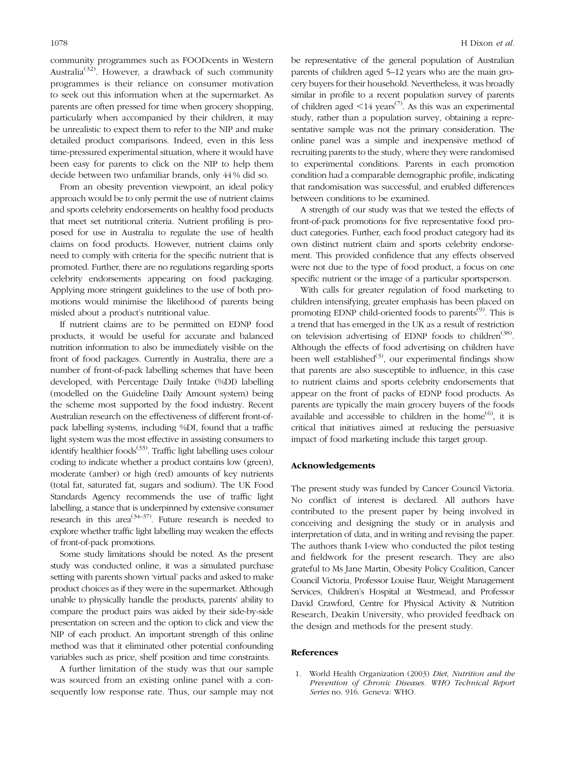community programmes such as FOODcents in Western Australia[32]. However, a drawback of such community programmes is their reliance on consumer motivation to seek out this information when at the supermarket. As parents are often pressed for time when grocery shopping, particularly when accompanied by their children, it may be unrealistic to expect them to refer to the NIP and make detailed product comparisons. Indeed, even in this less time-pressured experimental situation, where it would have been easy for parents to click on the NIP to help them decide between two unfamiliar brands, only 44 % did so.

From an obesity prevention viewpoint, an ideal policy approach would be to only permit the use of nutrient claims and sports celebrity endorsements on healthy food products that meet set nutritional criteria. Nutrient profiling is proposed for use in Australia to regulate the use of health claims on food products. However, nutrient claims only need to comply with criteria for the specific nutrient that is promoted. Further, there are no regulations regarding sports celebrity endorsements appearing on food packaging. Applying more stringent guidelines to the use of both promotions would minimise the likelihood of parents being misled about a product's nutritional value.

If nutrient claims are to be permitted on EDNP food products, it would be useful for accurate and balanced nutrition information to also be immediately visible on the front of food packages. Currently in Australia, there are a number of front-of-pack labelling schemes that have been developed, with Percentage Daily Intake (%DI) labelling (modelled on the Guideline Daily Amount system) being the scheme most supported by the food industry. Recent Australian research on the effectiveness of different front-of-pack labelling systems, including %DI, found that a traffic light system was the most effective in assisting consumers to identify healthier foods[33]. Traffic light labelling uses colour coding to indicate whether a product contains low (green), moderate (amber) or high (red) amounts of key nutrients (total fat, saturated fat, sugars and sodium). The UK Food Standards Agency recommends the use of traffic light labelling, a stance that is underpinned by extensive consumer research in this area[34–37]. Future research is needed to explore whether traffic light labelling may weaken the effects of front-of-pack promotions.

Some study limitations should be noted. As the present study was conducted online, it was a simulated purchase setting with parents shown 'virtual' packs and asked to make product choices as if they were in the supermarket. Although unable to physically handle the products, parents' ability to compare the product pairs was aided by their side-by-side presentation on screen and the option to click and view the NIP of each product. An important strength of this online method was that it eliminated other potential confounding variables such as price, shelf position and time constraints.

A further limitation of the study was that our sample was sourced from an existing online panel with a consequently low response rate. Thus, our sample may not be representative of the general population of Australian parents of children aged 5–12 years who are the main grocery buyers for their household. Nevertheless, it was broadly similar in profile to a recent population survey of parents of children aged <14 years[7]. As this was an experimental study, rather than a population survey, obtaining a representative sample was not the primary consideration. The online panel was a simple and inexpensive method of recruiting parents to the study, where they were randomised to experimental conditions. Parents in each promotion condition had a comparable demographic profile, indicating that randomisation was successful, and enabled differences between conditions to be examined.

A strength of our study was that we tested the effects of front-of-pack promotions for five representative food product categories. Further, each food product category had its own distinct nutrient claim and sports celebrity endorsement. This provided confidence that any effects observed were not due to the type of food product, a focus on one specific nutrient or the image of a particular sportsperson.

With calls for greater regulation of food marketing on children intensifying, greater emphasis has been placed on promoting EDNP child-oriented foods to parents[9]. This is a trend that has emerged in the UK as a result of restriction on television advertising of EDNP foods to children[38]. Although the effects of food advertising on children have been well established[3], our experimental findings show that parents are also susceptible to influence, in this case to nutrient claims and sports celebrity endorsements that appear on the front of packs of EDNP food products. As parents are typically the main grocery buyers of the foods available and accessible to children in the home[6], it is critical that initiatives aimed at reducing the persuasive impact of food marketing include this target group.

## Acknowledgements

The present study was funded by Cancer Council Victoria. No conflict of interest is declared. All authors have contributed to the present paper by being involved in conceiving and designing the study or in analysis and interpretation of data, and in writing and revising the paper. The authors thank I-view who conducted the pilot testing and fieldwork for the present research. They are also grateful to Ms Jane Martin, Obesity Policy Coalition, Cancer Council Victoria, Professor Louise Baur, Weight Management Services, Children's Hospital at Westmead, and Professor David Crawford, Centre for Physical Activity & Nutrition Research, Deakin University, who provided feedback on the design and methods for the present study.

## References

1. World Health Organization (2003) *Diet, Nutrition and the Prevention of Chronic Diseases. WHO Technical Report Series* no. 916. Geneva: WHO.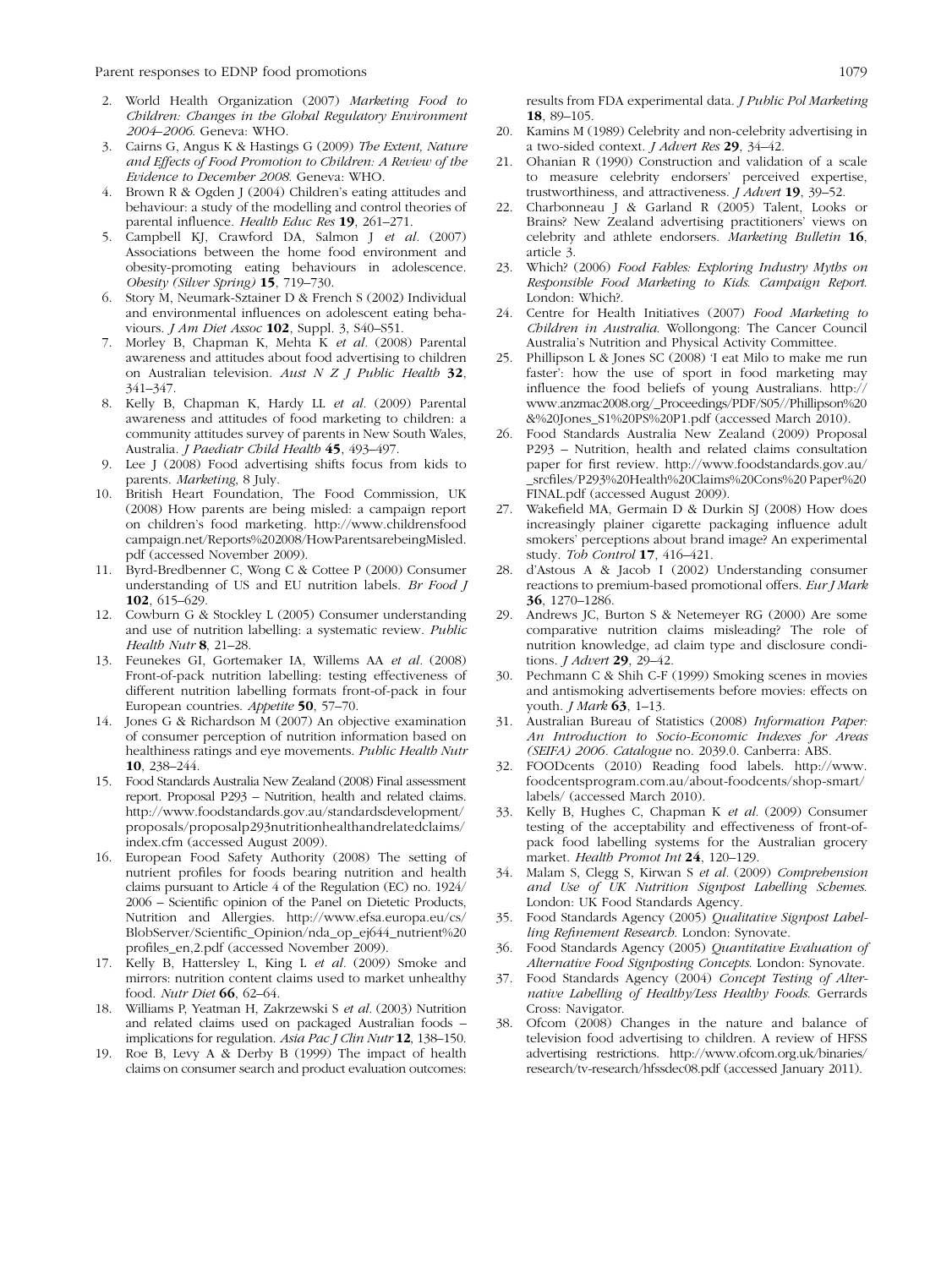2. World Health Organization (2007) *Marketing Food to Children: Changes in the Global Regulatory Environment 2004–2006*. Geneva: WHO.
3. Cairns G, Angus K & Hastings G (2009) *The Extent, Nature and Effects of Food Promotion to Children: A Review of the Evidence to December 2008*. Geneva: WHO.
4. Brown R & Ogden J (2004) Children's eating attitudes and behaviour: a study of the modelling and control theories of parental influence. *Health Educ Res* **19**, 261–271.
5. Campbell KJ, Crawford DA, Salmon J *et al.* (2007) Associations between the home food environment and obesity-promoting eating behaviours in adolescence. *Obesity (Silver Spring)* **15**, 719–730.
6. Story M, Neumark-Sztainer D & French S (2002) Individual and environmental influences on adolescent eating behaviours. *J Am Diet Assoc* **102**, Suppl. 3, S40–S51.
7. Morley B, Chapman K, Mehta K *et al.* (2008) Parental awareness and attitudes about food advertising to children on Australian television. *Aust N Z J Public Health* **32**, 341–347.
8. Kelly B, Chapman K, Hardy LL *et al.* (2009) Parental awareness and attitudes of food marketing to children: a community attitudes survey of parents in New South Wales, Australia. *J Paediatr Child Health* **45**, 493–497.
9. Lee J (2008) Food advertising shifts focus from kids to parents. *Marketing*, 8 July.
10. British Heart Foundation, The Food Commission, UK (2008) How parents are being misled: a campaign report on children's food marketing. http://www.childrensfood campaign.net/Reports%202008/HowParentsarebeingMisled.pdf (accessed November 2009).
11. Byrd-Bredbenner C, Wong C & Cottee P (2000) Consumer understanding of US and EU nutrition labels. *Br Food J* **102**, 615–629.
12. Cowburn G & Stockley L (2005) Consumer understanding and use of nutrition labelling: a systematic review. *Public Health Nutr* **8**, 21–28.
13. Feunekes GI, Gortemaker IA, Willems AA *et al.* (2008) Front-of-pack nutrition labelling: testing effectiveness of different nutrition labelling formats front-of-pack in four European countries. *Appetite* **50**, 57–70.
14. Jones G & Richardson M (2007) An objective examination of consumer perception of nutrition information based on healthiness ratings and eye movements. *Public Health Nutr* **10**, 238–244.
15. Food Standards Australia New Zealand (2008) Final assessment report. Proposal P293 – Nutrition, health and related claims. http://www.foodstandards.gov.au/standardsdevelopment/proposals/proposalp293nutritionhealthandrelatedclaims/index.cfm (accessed August 2009).
16. European Food Safety Authority (2008) The setting of nutrient profiles for foods bearing nutrition and health claims pursuant to Article 4 of the Regulation (EC) no. 1924/2006 – Scientific opinion of the Panel on Dietetic Products, Nutrition and Allergies. http://www.efsa.europa.eu/cs/BlobServer/Scientific_Opinion/nda_op_ej644_nutrient%20profiles_en,2.pdf (accessed November 2009).
17. Kelly B, Hattersley L, King L *et al.* (2009) Smoke and mirrors: nutrition content claims used to market unhealthy food. *Nutr Diet* **66**, 62–64.
18. Williams P, Yeatman H, Zakrzewski S *et al.* (2003) Nutrition and related claims used on packaged Australian foods – implications for regulation. *Asia Pac J Clin Nutr* **12**, 138–150.
19. Roe B, Levy A & Derby B (1999) The impact of health claims on consumer search and product evaluation outcomes: results from FDA experimental data. *J Public Pol Marketing* **18**, 89–105.
20. Kamins M (1989) Celebrity and non-celebrity advertising in a two-sided context. *J Advert Res* **29**, 34–42.
21. Ohanian R (1990) Construction and validation of a scale to measure celebrity endorsers' perceived expertise, trustworthiness, and attractiveness. *J Advert* **19**, 39–52.
22. Charbonneau J & Garland R (2005) Talent, Looks or Brains? New Zealand advertising practitioners' views on celebrity and athlete endorsers. *Marketing Bulletin* **16**, article 3.
23. Which? (2006) *Food Fables: Exploring Industry Myths on Responsible Food Marketing to Kids. Campaign Report.* London: Which?.
24. Centre for Health Initiatives (2007) *Food Marketing to Children in Australia.* Wollongong: The Cancer Council Australia's Nutrition and Physical Activity Committee.
25. Phillipson L & Jones SC (2008) 'I eat Milo to make me run faster': how the use of sport in food marketing may influence the food beliefs of young Australians. http://www.anzmac2008.org/_Proceedings/PDF/S05//Phillipson%20&%20Jones_S1%20PS%20P1.pdf (accessed March 2010).
26. Food Standards Australia New Zealand (2009) Proposal P293 – Nutrition, health and related claims consultation paper for first review. http://www.foodstandards.gov.au/_srcfiles/P293%20Health%20Claims%20Cons%20 Paper%20FINAL.pdf (accessed August 2009).
27. Wakefield MA, Germain D & Durkin SJ (2008) How does increasingly plainer cigarette packaging influence adult smokers' perceptions about brand image? An experimental study. *Tob Control* **17**, 416–421.
28. d'Astous A & Jacob I (2002) Understanding consumer reactions to premium-based promotional offers. *Eur J Mark* **36**, 1270–1286.
29. Andrews JC, Burton S & Netemeyer RG (2000) Are some comparative nutrition claims misleading? The role of nutrition knowledge, ad claim type and disclosure conditions. *J Advert* **29**, 29–42.
30. Pechmann C & Shih C-F (1999) Smoking scenes in movies and antismoking advertisements before movies: effects on youth. *J Mark* **63**, 1–13.
31. Australian Bureau of Statistics (2008) *Information Paper: An Introduction to Socio-Economic Indexes for Areas (SEIFA) 2006. Catalogue* no. 2039.0. Canberra: ABS.
32. FOODcents (2010) Reading food labels. http://www.foodcentsprogram.com.au/about-foodcents/shop-smart/labels/ (accessed March 2010).
33. Kelly B, Hughes C, Chapman K *et al.* (2009) Consumer testing of the acceptability and effectiveness of front-of-pack food labelling systems for the Australian grocery market. *Health Promot Int* **24**, 120–129.
34. Malam S, Clegg S, Kirwan S *et al.* (2009) *Comprehension and Use of UK Nutrition Signpost Labelling Schemes.* London: UK Food Standards Agency.
35. Food Standards Agency (2005) *Qualitative Signpost Labelling Refinement Research.* London: Synovate.
36. Food Standards Agency (2005) *Quantitative Evaluation of Alternative Food Signposting Concepts.* London: Synovate.
37. Food Standards Agency (2004) *Concept Testing of Alternative Labelling of Healthy/Less Healthy Foods.* Gerrards Cross: Navigator.
38. Ofcom (2008) Changes in the nature and balance of television food advertising to children. A review of HFSS advertising restrictions. http://www.ofcom.org.uk/binaries/research/tv-research/hfssdec08.pdf (accessed January 2011).